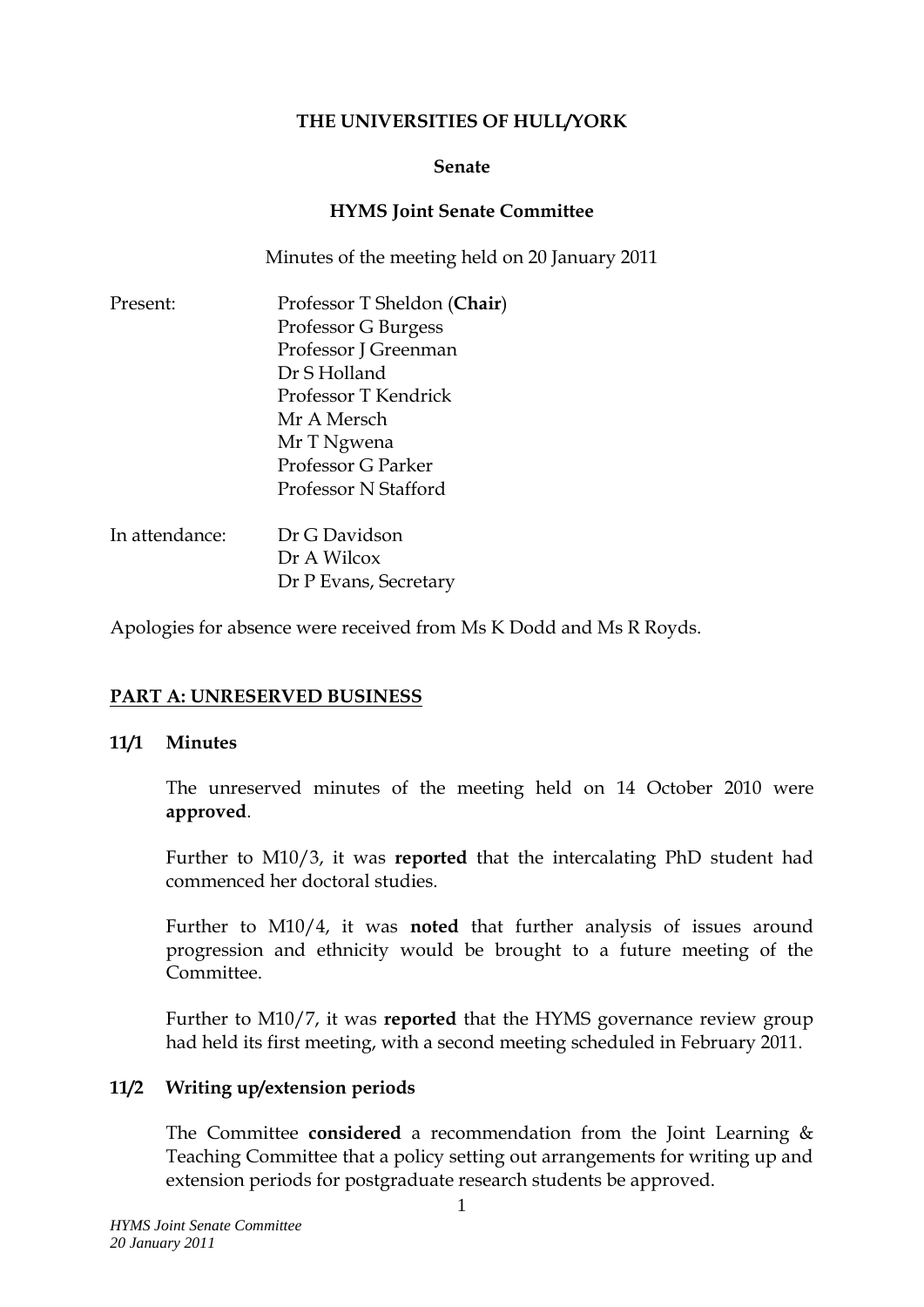**THE UNIVERSITIES OF HULL/YORK**

**Senate**

**HYMS Joint Senate Committee**

Minutes of the meeting held on 20 January 2011

Present: Professor T Sheldon (**Chair**)
Professor G Burgess
Professor J Greenman
Dr S Holland
Professor T Kendrick
Mr A Mersch
Mr T Ngwena
Professor G Parker
Professor N Stafford

In attendance: Dr G Davidson
Dr A Wilcox
Dr P Evans, Secretary

Apologies for absence were received from Ms K Dodd and Ms R Royds.

## PART A: UNRESERVED BUSINESS

### 11/1 Minutes

The unreserved minutes of the meeting held on 14 October 2010 were **approved**.

Further to M10/3, it was **reported** that the intercalating PhD student had commenced her doctoral studies.

Further to M10/4, it was **noted** that further analysis of issues around progression and ethnicity would be brought to a future meeting of the Committee.

Further to M10/7, it was **reported** that the HYMS governance review group had held its first meeting, with a second meeting scheduled in February 2011.

### 11/2 Writing up/extension periods

The Committee **considered** a recommendation from the Joint Learning & Teaching Committee that a policy setting out arrangements for writing up and extension periods for postgraduate research students be approved.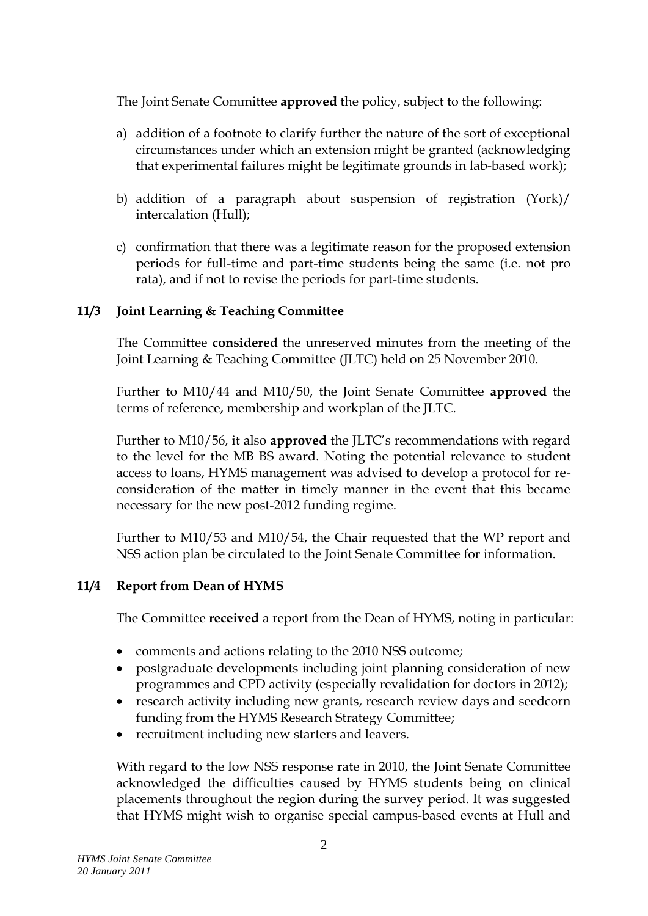The Joint Senate Committee **approved** the policy, subject to the following:

a) addition of a footnote to clarify further the nature of the sort of exceptional circumstances under which an extension might be granted (acknowledging that experimental failures might be legitimate grounds in lab-based work);

b) addition of a paragraph about suspension of registration (York)/ intercalation (Hull);

c) confirmation that there was a legitimate reason for the proposed extension periods for full-time and part-time students being the same (i.e. not pro rata), and if not to revise the periods for part-time students.

### 11/3 Joint Learning & Teaching Committee

The Committee **considered** the unreserved minutes from the meeting of the Joint Learning & Teaching Committee (JLTC) held on 25 November 2010.

Further to M10/44 and M10/50, the Joint Senate Committee **approved** the terms of reference, membership and workplan of the JLTC.

Further to M10/56, it also **approved** the JLTC's recommendations with regard to the level for the MB BS award. Noting the potential relevance to student access to loans, HYMS management was advised to develop a protocol for re-consideration of the matter in timely manner in the event that this became necessary for the new post-2012 funding regime.

Further to M10/53 and M10/54, the Chair requested that the WP report and NSS action plan be circulated to the Joint Senate Committee for information.

### 11/4 Report from Dean of HYMS

The Committee **received** a report from the Dean of HYMS, noting in particular:

- comments and actions relating to the 2010 NSS outcome;
- postgraduate developments including joint planning consideration of new programmes and CPD activity (especially revalidation for doctors in 2012);
- research activity including new grants, research review days and seedcorn funding from the HYMS Research Strategy Committee;
- recruitment including new starters and leavers.

With regard to the low NSS response rate in 2010, the Joint Senate Committee acknowledged the difficulties caused by HYMS students being on clinical placements throughout the region during the survey period. It was suggested that HYMS might wish to organise special campus-based events at Hull and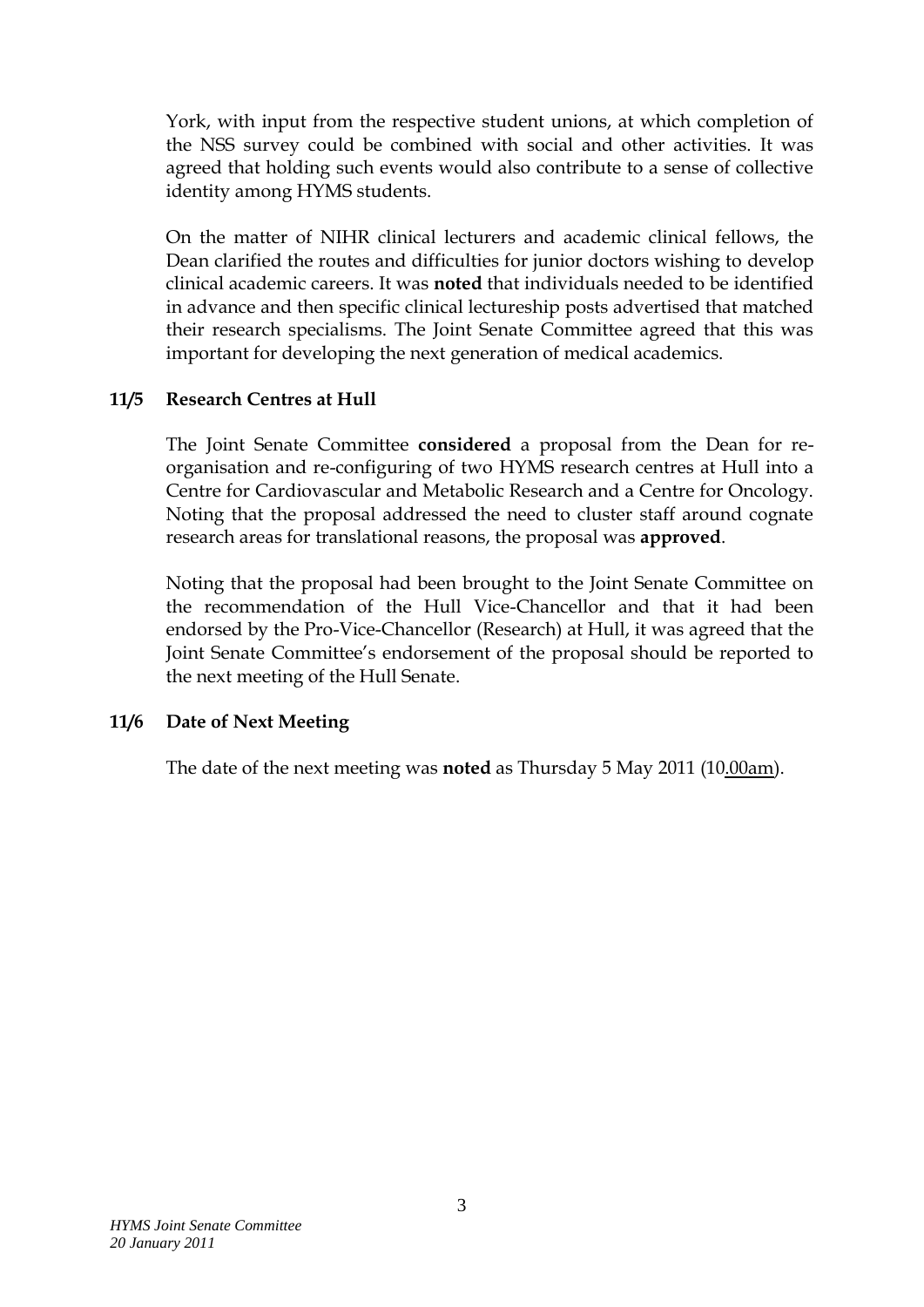York, with input from the respective student unions, at which completion of the NSS survey could be combined with social and other activities. It was agreed that holding such events would also contribute to a sense of collective identity among HYMS students.

On the matter of NIHR clinical lecturers and academic clinical fellows, the Dean clarified the routes and difficulties for junior doctors wishing to develop clinical academic careers. It was **noted** that individuals needed to be identified in advance and then specific clinical lectureship posts advertised that matched their research specialisms. The Joint Senate Committee agreed that this was important for developing the next generation of medical academics.

### 11/5 Research Centres at Hull

The Joint Senate Committee **considered** a proposal from the Dean for re-organisation and re-configuring of two HYMS research centres at Hull into a Centre for Cardiovascular and Metabolic Research and a Centre for Oncology. Noting that the proposal addressed the need to cluster staff around cognate research areas for translational reasons, the proposal was **approved**.

Noting that the proposal had been brought to the Joint Senate Committee on the recommendation of the Hull Vice-Chancellor and that it had been endorsed by the Pro-Vice-Chancellor (Research) at Hull, it was agreed that the Joint Senate Committee's endorsement of the proposal should be reported to the next meeting of the Hull Senate.

### 11/6 Date of Next Meeting

The date of the next meeting was **noted** as Thursday 5 May 2011 (10.00am).